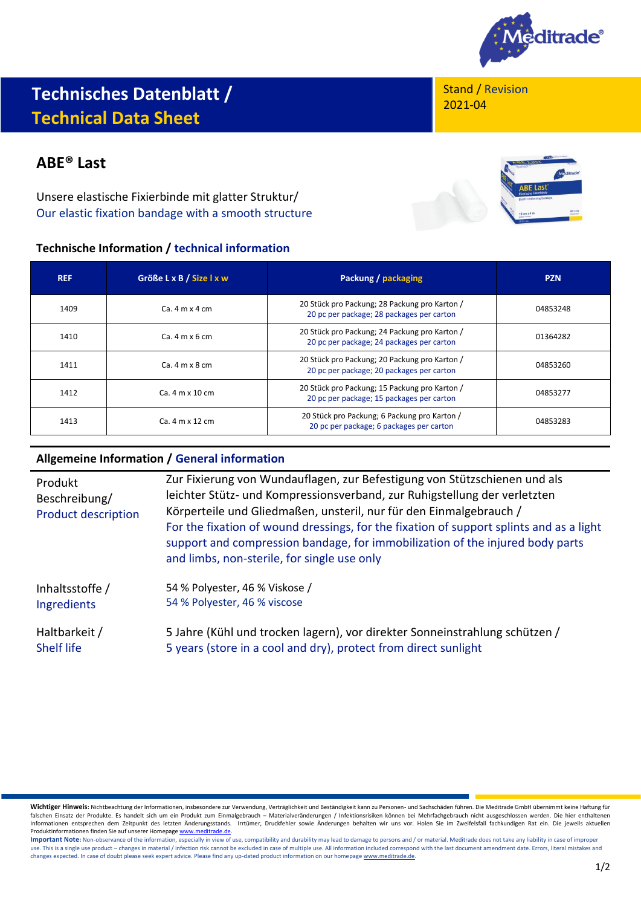# Technisches Datenblatt / Technical Data Sheet

Stand / Revision
2021-04

## ABE® Last

Unsere elastische Fixierbinde mit glatter Struktur/
Our elastic fixation bandage with a smooth structure

### Technische Information / technical information

| REF | Größe L x B / Size l x w | Packung / packaging | PZN |
|---|---|---|---|
| 1409 | Ca. 4 m x 4 cm | 20 Stück pro Packung; 28 Packung pro Karton / 20 pc per package; 28 packages per carton | 04853248 |
| 1410 | Ca. 4 m x 6 cm | 20 Stück pro Packung; 24 Packung pro Karton / 20 pc per package; 24 packages per carton | 01364282 |
| 1411 | Ca. 4 m x 8 cm | 20 Stück pro Packung; 20 Packung pro Karton / 20 pc per package; 20 packages per carton | 04853260 |
| 1412 | Ca. 4 m x 10 cm | 20 Stück pro Packung; 15 Packung pro Karton / 20 pc per package; 15 packages per carton | 04853277 |
| 1413 | Ca. 4 m x 12 cm | 20 Stück pro Packung; 6 Packung pro Karton / 20 pc per package; 6 packages per carton | 04853283 |

### Allgemeine Information / General information

**Produkt Beschreibung/ Product description**

Zur Fixierung von Wundauflagen, zur Befestigung von Stützschienen und als leichter Stütz- und Kompressionsverband, zur Ruhigstellung der verletzten Körperteile und Gliedmaßen, unsteril, nur für den Einmalgebrauch /
For the fixation of wound dressings, for the fixation of support splints and as a light support and compression bandage, for immobilization of the injured body parts and limbs, non-sterile, for single use only

**Inhaltsstoffe / Ingredients**

54 % Polyester, 46 % Viskose /
54 % Polyester, 46 % viscose

**Haltbarkeit / Shelf life**

5 Jahre (Kühl und trocken lagern), vor direkter Sonneinstrahlung schützen /
5 years (store in a cool and dry), protect from direct sunlight

**Wichtiger Hinweis:** Nichtbeachtung der Informationen, insbesondere zur Verwendung, Verträglichkeit und Beständigkeit kann zu Personen- und Sachschäden führen. Die Meditrade GmbH übernimmt keine Haftung für falschen Einsatz der Produkte. Es handelt sich um ein Produkt zum Einmalgebrauch – Materialveränderungen / Infektionsrisiken können bei Mehrfachgebrauch nicht ausgeschlossen werden. Die hier enthaltenen Informationen entsprechen dem Zeitpunkt des letzten Änderungsstands. Irrtümer, Druckfehler sowie Änderungen behalten wir uns vor. Holen Sie im Zweifelsfall fachkundigen Rat ein. Die jeweils aktuellen Produktinformationen finden Sie auf unserer Homepage www.meditrade.de.

**Important Note:** Non-observance of the information, especially in view of use, compatibility and durability may lead to damage to persons and / or material. Meditrade does not take any liability in case of improper use. This is a single use product – changes in material / infection risk cannot be excluded in case of multiple use. All information included correspond with the last document amendment date. Errors, literal mistakes and changes expected. In case of doubt please seek expert advice. Please find any up-dated product information on our homepage www.meditrade.de.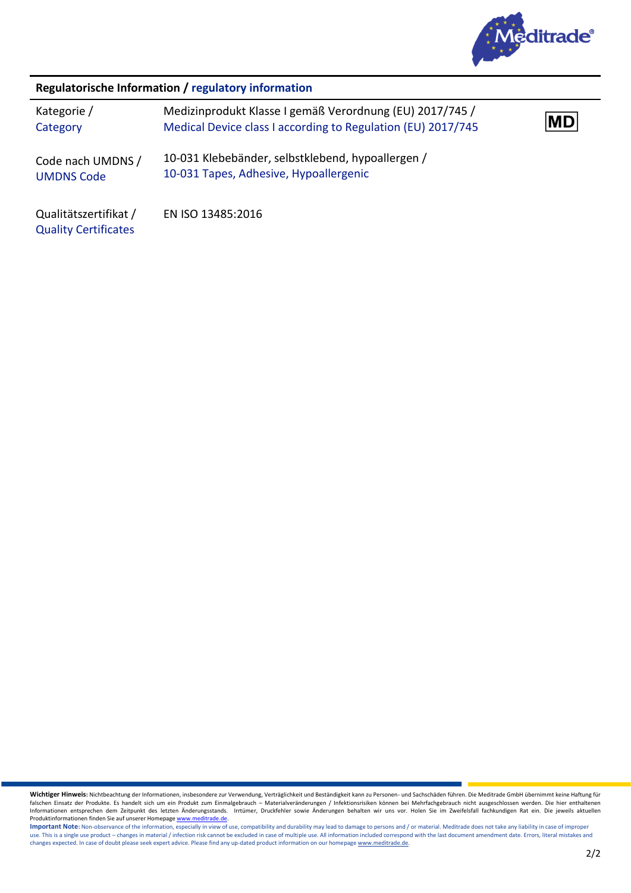## Regulatorische Information / regulatory information

| | | |
|---|---|---|
| Kategorie / Category | Medizinprodukt Klasse I gemäß Verordnung (EU) 2017/745 / Medical Device class I according to Regulation (EU) 2017/745 | MD |
| Code nach UMDNS / UMDNS Code | 10-031 Klebebänder, selbstklebend, hypoallergen / 10-031 Tapes, Adhesive, Hypoallergenic | |
| Qualitätszertifikat / Quality Certificates | EN ISO 13485:2016 | |

**Wichtiger Hinweis:** Nichtbeachtung der Informationen, insbesondere zur Verwendung, Verträglichkeit und Beständigkeit kann zu Personen- und Sachschäden führen. Die Meditrade GmbH übernimmt keine Haftung für falschen Einsatz der Produkte. Es handelt sich um ein Produkt zum Einmalgebrauch – Materialveränderungen / Infektionsrisiken können bei Mehrfachgebrauch nicht ausgeschlossen werden. Die hier enthaltenen Informationen entsprechen dem Zeitpunkt des letzten Änderungsstands. Irrtümer, Druckfehler sowie Änderungen behalten wir uns vor. Holen Sie im Zweifelsfall fachkundigen Rat ein. Die jeweils aktuellen Produktinformationen finden Sie auf unserer Homepage www.meditrade.de.

**Important Note:** Non-observance of the information, especially in view of use, compatibility and durability may lead to damage to persons and / or material. Meditrade does not take any liability in case of improper use. This is a single use product – changes in material / infection risk cannot be excluded in case of multiple use. All information included correspond with the last document amendment date. Errors, literal mistakes and changes expected. In case of doubt please seek expert advice. Please find any up-dated product information on our homepage www.meditrade.de.